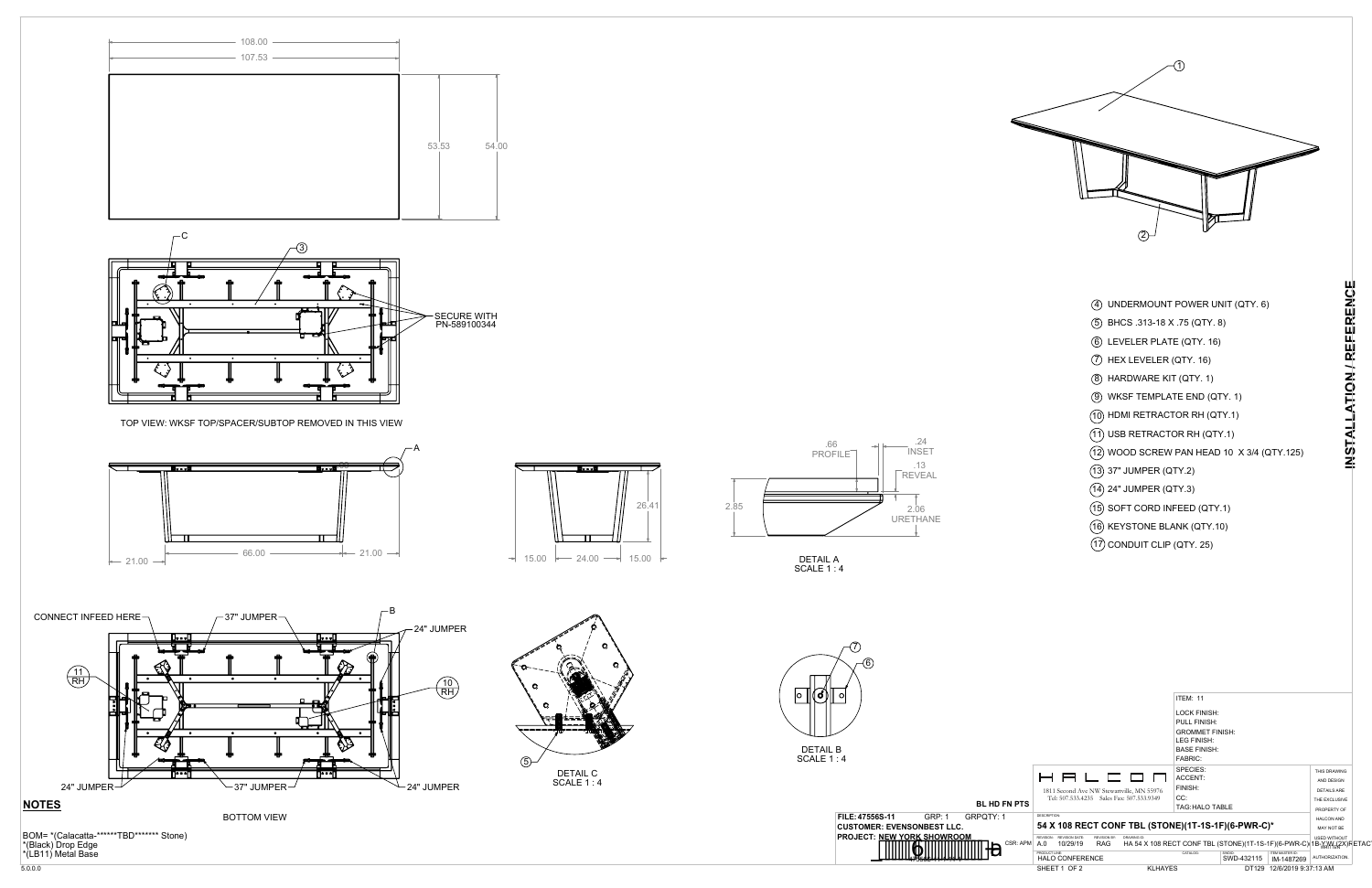108.00

107.53

53.53

54.00

C

3

SECURE WITH PN-589100344

TOP VIEW: WKSF TOP/SPACER/SUBTOP REMOVED IN THIS VIEW

A

21.00 — 66.00 — 21.00

26.41

15.00 — 24.00 — 15.00

.66 PROFILE

.24 INSET

.13 REVEAL

2.85

2.06 URETHANE

DETAIL A
SCALE 1 : 4

CONNECT INFEED HERE

37" JUMPER

B

24" JUMPER

11 RH

10 RH

24" JUMPER

37" JUMPER

24" JUMPER

BOTTOM VIEW

5

DETAIL C
SCALE 1 : 4

7

6

DETAIL B
SCALE 1 : 4

1

2

4. UNDERMOUNT POWER UNIT (QTY. 6)
5. BHCS .313-18 X .75 (QTY. 8)
6. LEVELER PLATE (QTY. 16)
7. HEX LEVELER (QTY. 16)
8. HARDWARE KIT (QTY. 1)
9. WKSF TEMPLATE END (QTY. 1)
10. HDMI RETRACTOR RH (QTY.1)
11. USB RETRACTOR RH (QTY.1)
12. WOOD SCREW PAN HEAD 10 X 3/4 (QTY.125)
13. 37" JUMPER (QTY.2)
14. 24" JUMPER (QTY.3)
15. SOFT CORD INFEED (QTY.1)
16. KEYSTONE BLANK (QTY.10)
17. CONDUIT CLIP (QTY. 25)

INSTALLATION / REFERENCE

## NOTES

BOM= *(Calacatta-******TBD******* Stone)
*(Black) Drop Edge
*(LB11) Metal Base

BL HD FN PTS

FILE: 47556S-11 GRP: 1 GRPQTY: 1
CUSTOMER: EVENSONBEST LLC.
PROJECT: NEW YORK SHOWROOM

CSR: APM

HALCON
1811 Second Ave NW Stewartville, MN 55976
Tel: 507.533.4235 Sales Fax: 507.533.9349

ITEM: 11
LOCK FINISH:
PULL FINISH:
GROMMET FINISH:
LEG FINISH:
BASE FINISH:
FABRIC:
SPECIES:
ACCENT:
FINISH:
CC:
TAG: HALO TABLE

THIS DRAWING AND DESIGN DETAILS ARE THE EXCLUSIVE PROPERTY OF HALCON AND MAY NOT BE USED WITHOUT WRITTEN AUTHORIZATION.

DESCRIPTION: 54 X 108 RECT CONF TBL (STONE)(1T-1S-1F)(6-PWR-C)*

| REVISION | REVISION DATE | REVISION BY | DRAWING ID |
|---|---|---|---|
| A.0 | 10/29/19 | RAG | HA 54 X 108 RECT CONF TBL (STONE)(1T-1S-1F)(6-PWR-C)(B-Y-W)(2X)FETAC |

| PRODUCT LINE | CATALOG | SWD ID | ITEM MASTER ID |
|---|---|---|---|
| HALO CONFERENCE | | SWD-432115 | IM-1487269 |

KLHAYES DT129 12/6/2019 9:37:13 AM

5.0.0.0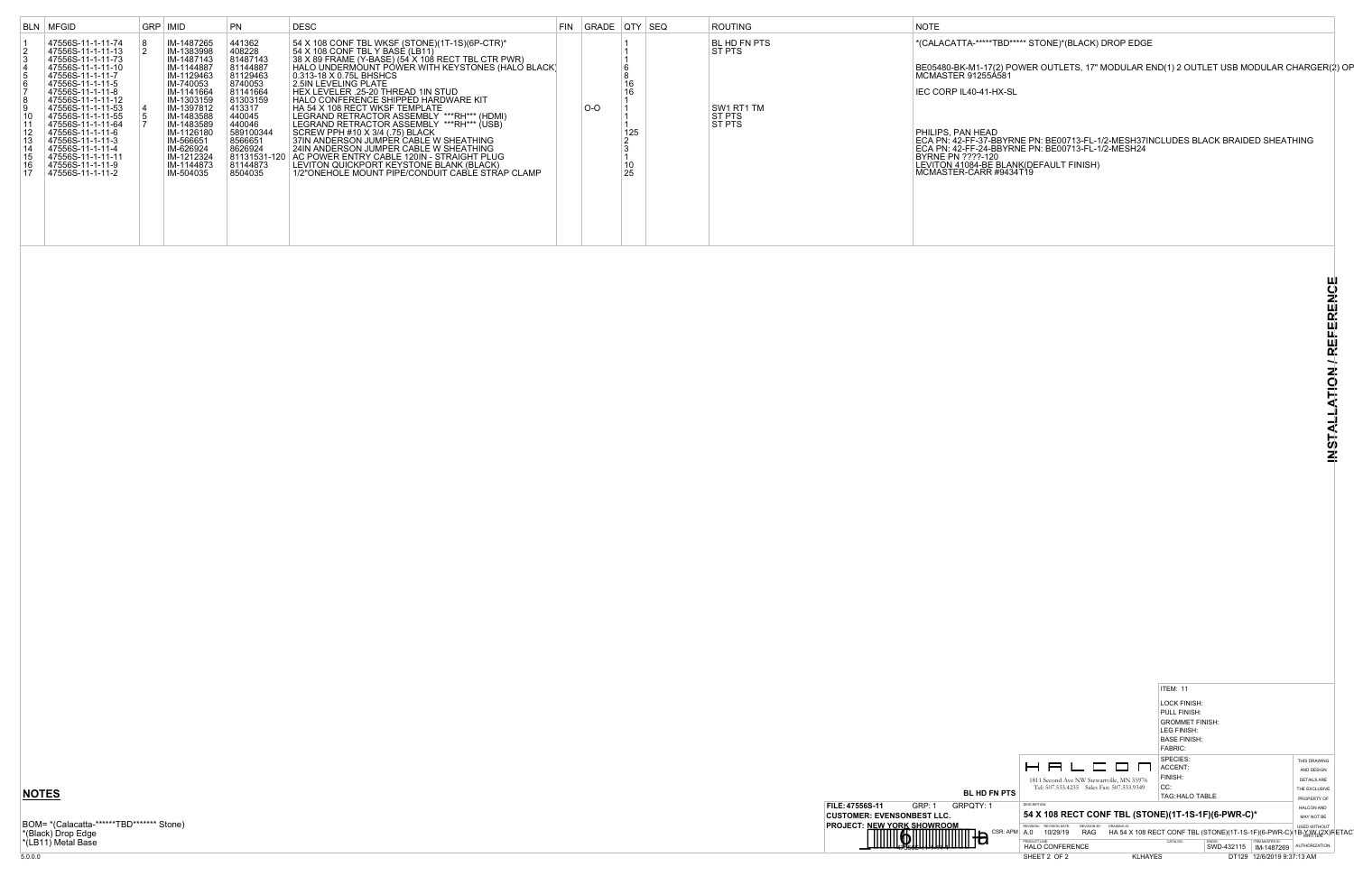| BLN | MFGID | GRP | IMID | PN | DESC | FIN | GRADE | QTY | SEQ | ROUTING | NOTE |
|---|---|---|---|---|---|---|---|---|---|---|---|
| 1 | 47556S-11-1-11-74 | 8 | IM-1487265 | 441362 | 54 X 108 CONF TBL WKSF (STONE)(1T-1S)(6P-CTR)* | | | 1 | | BL HD FN PTS | *(CALACATTA-*****TBD***** STONE)*(BLACK) DROP EDGE |
| 2 | 47556S-11-1-11-13 | 2 | IM-1383998 | 408228 | 54 X 108 CONF TBL Y BASE (LB11) | | | 1 | | ST PTS | |
| 3 | 47556S-11-1-11-73 | | IM-1487143 | 81487143 | 38 X 89 FRAME (Y-BASE) (54 X 108 RECT TBL CTR PWR) | | | 1 | | | |
| 4 | 47556S-11-1-11-10 | | IM-1144887 | 81144887 | HALO UNDERMOUNT POWER WITH KEYSTONES (HALO BLACK) | | | 6 | | | BE05480-BK-M1-17(2) POWER OUTLETS, 17" MODULAR END(1) 2 OUTLET USB MODULAR CHARGER(2) OP |
| 5 | 47556S-11-1-11-7 | | IM-1129463 | 81129463 | 0.313-18 X 0.75L BHSHCS | | | 8 | | | MCMASTER 91255A581 |
| 6 | 47556S-11-1-11-5 | | IM-740053 | 8740053 | 2.5IN LEVELING PLATE | | | 16 | | | |
| 7 | 47556S-11-1-11-8 | | IM-1141664 | 81141664 | HEX LEVELER .25-20 THREAD 1IN STUD | | | 16 | | | IEC CORP IL40-41-HX-SL |
| 8 | 47556S-11-1-11-12 | | IM-1303159 | 81303159 | HALO CONFERENCE SHIPPED HARDWARE KIT | | | 1 | | | |
| 9 | 47556S-11-1-11-53 | 4 | IM-1397812 | 413317 | HA 54 X 108 RECT WKSF TEMPLATE | | O-O | 1 | | SW1 RT1 TM | |
| 10 | 47556S-11-1-11-55 | 5 | IM-1483588 | 440045 | LEGRAND RETRACTOR ASSEMBLY ***RH*** (HDMI) | | | 1 | | ST PTS | |
| 11 | 47556S-11-1-11-64 | 7 | IM-1483589 | 440046 | LEGRAND RETRACTOR ASSEMBLY ***RH*** (USB) | | | 1 | | ST PTS | |
| 12 | 47556S-11-1-11-6 | | IM-1126180 | 589100344 | SCREW PPH #10 X 3/4 (.75) BLACK | | | 125 | | | PHILIPS, PAN HEAD |
| 13 | 47556S-11-1-11-3 | | IM-566651 | 8566651 | 37IN ANDERSON JUMPER CABLE W SHEATHING | | | 2 | | | ECA PN: 42-FF-37-BBYRNE PN: BE00713-FL-1/2-MESH37INCLUDES BLACK BRAIDED SHEATHING |
| 14 | 47556S-11-1-11-4 | | IM-626924 | 8626924 | 24IN ANDERSON JUMPER CABLE W SHEATHING | | | 3 | | | ECA PN: 42-FF-24-BBYRNE PN: BE00713-FL-1/2-MESH24 |
| 15 | 47556S-11-1-11-11 | | IM-1212324 | 81131531-120 | AC POWER ENTRY CABLE 120IN - STRAIGHT PLUG | | | 1 | | | BYRNE PN ????-120 |
| 16 | 47556S-11-1-11-9 | | IM-1144873 | 81144873 | LEVITON QUICKPORT KEYSTONE BLANK (BLACK) | | | 10 | | | LEVITON 41084-BE BLANK(DEFAULT FINISH) |
| 17 | 47556S-11-1-11-2 | | IM-504035 | 8504035 | 1/2"ONEHOLE MOUNT PIPE/CONDUIT CABLE STRAP CLAMP | | | 25 | | | MCMASTER-CARR #9434T19 |

INSTALLATION / REFERENCE

## NOTES

BOM= *(Calacatta-******TBD******* Stone)
*(Black) Drop Edge
*(LB11) Metal Base

| | |
|---|---|
| ITEM: | 11 |
| LOCK FINISH: | |
| PULL FINISH: | |
| GROMMET FINISH: | |
| LEG FINISH: | |
| BASE FINISH: | |
| FABRIC: | |
| SPECIES: | |
| ACCENT: | |
| FINISH: | |
| CC: | |
| TAG: | HALO TABLE |

BL HD FN PTS

FILE: 47556S-11 GRP: 1 GRPQTY: 1
CUSTOMER: EVENSONBEST LLC.
PROJECT: NEW YORK SHOWROOM
CSR: APM

HALCON
1811 Second Ave NW Stewartville, MN 55976
Tel: 507.533.4235 Sales Fax: 507.533.9349

DESCRIPTION: 54 X 108 RECT CONF TBL (STONE)(1T-1S-1F)(6-PWR-C)*

REVISION: A.0 REVISION DATE: 10/29/19 REVISION BY: RAG DRAWING ID: HA 54 X 108 RECT CONF TBL (STONE)(1T-1S-1F)(6-PWR-C)(1B-Y-M)(2X)(FETAC

PRODUCT LINE: HALO CONFERENCE SWDID: SWD-432115 ITEM MASTER ID: IM-1487269

SHEET 2 OF 2 KLHAYES DT129 12/6/2019 9:37:13 AM

THIS DRAWING AND DESIGN DETAILS ARE THE EXCLUSIVE PROPERTY OF HALCON AND MAY NOT BE USED WITHOUT WRITTEN AUTHORIZATION.

5.0.0.0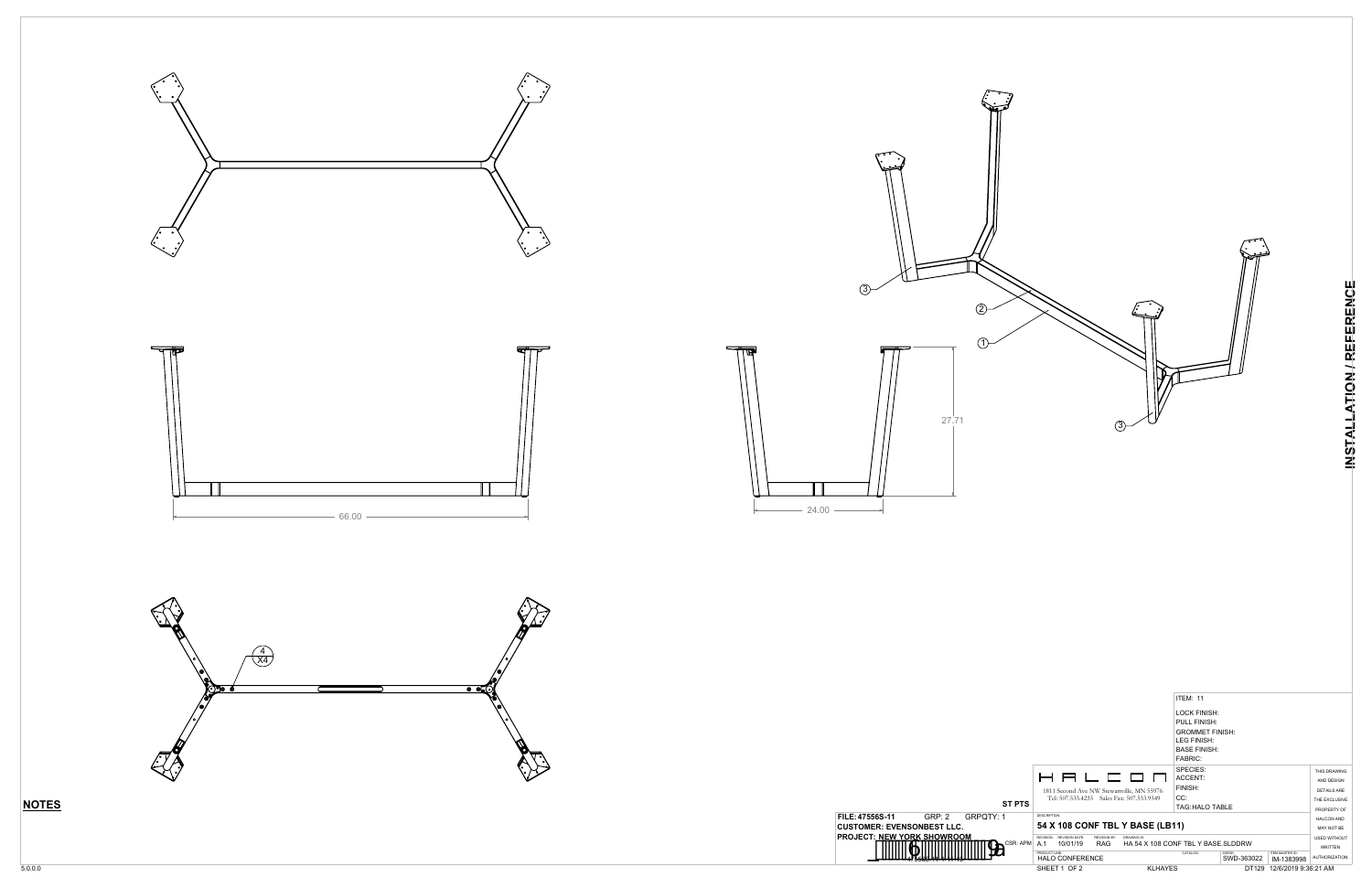66.00

24.00

27.71

① ② ③ ③

4 X4

**INSTALLATION / REFERENCE**

## NOTES

ITEM: 11

LOCK FINISH:
PULL FINISH:
GROMMET FINISH:
LEG FINISH:
BASE FINISH:
FABRIC:
SPECIES:
ACCENT:
FINISH:
CC:
TAG: HALO TABLE

HALCON

1811 Second Ave NW Stewartville, MN 55976
Tel: 507.533.4235 Sales Fax: 507.533.9349

ST PTS

FILE: 47556S-11 GRP: 2 GRPQTY: 1
CUSTOMER: EVENSONBEST LLC.
PROJECT: NEW YORK SHOWROOM

CSR: APM

DESCRIPTION
54 X 108 CONF TBL Y BASE (LB11)

| REVISION | REVISION DATE | REVISION BY | DRAWING ID |
|---|---|---|---|
| A.1 | 10/01/19 | RAG | HA 54 X 108 CONF TBL Y BASE.SLDDRW |

| PRODUCT LINE | CATALOG | SWDID | ITEM MASTER ID |
|---|---|---|---|
| HALO CONFERENCE | | SWD-363022 | IM-1383998 |

SHEET 1 OF 2 KLHAYES DT129 12/6/2019 9:36:21 AM

THIS DRAWING AND DESIGN DETAILS ARE THE EXCLUSIVE PROPERTY OF HALCON AND MAY NOT BE USED WITHOUT WRITTEN AUTHORIZATION.

5.0.0.0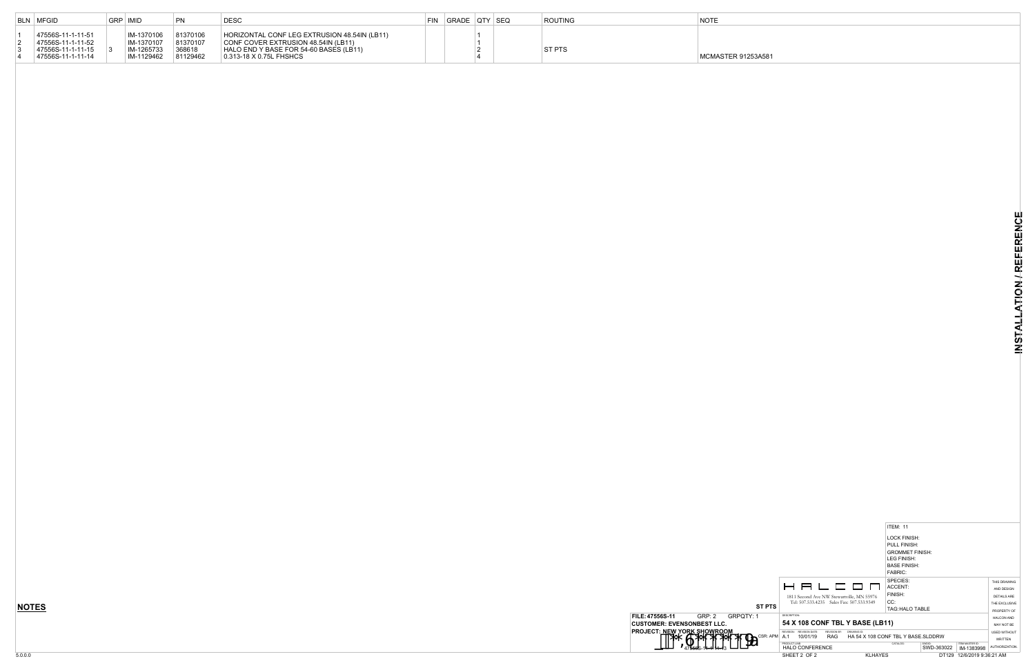| BLN | MFGID | GRP | IMID | PN | DESC | FIN | GRADE | QTY | SEQ | ROUTING | NOTE |
|---|---|---|---|---|---|---|---|---|---|---|---|
| 1 | 47556S-11-1-11-51 | | IM-1370106 | 81370106 | HORIZONTAL CONF LEG EXTRUSION 48.54IN (LB11) | | | 1 | | | |
| 2 | 47556S-11-1-11-52 | | IM-1370107 | 81370107 | CONF COVER EXTRUSION 48.54IN (LB11) | | | 1 | | | |
| 3 | 47556S-11-1-11-15 | 3 | IM-1265733 | 368618 | HALO END Y BASE FOR 54-60 BASES (LB11) | | | 2 | | ST PTS | |
| 4 | 47556S-11-1-11-14 | | IM-1129462 | 81129462 | 0.313-18 X 0.75L FHSHCS | | | 4 | | | MCMASTER 91253A581 |

INSTALLATION / REFERENCE

ITEM: 11

LOCK FINISH:
PULL FINISH:
GROMMET FINISH:
LEG FINISH:
BASE FINISH:
FABRIC:
SPECIES:
ACCENT:
FINISH:
CC:
TAG: HALO TABLE

## NOTES

ST PTS

FILE: 47556S-11 GRP: 2 GRPQTY: 1
CUSTOMER: EVENSONBEST LLC.
PROJECT: NEW YORK SHOWROOM
CSR: APM
47556S-11-1-11-13

HALCON
1811 Second Ave NW Stewartville, MN 55976
Tel: 507.533.4235 Sales Fax: 507.533.9349

DESCRIPTION: 54 X 108 CONF TBL Y BASE (LB11)

REVISION: A.1 REVISION DATE: 10/01/19 REVISION BY: RAG DRAWING ID: HA 54 X 108 CONF TBL Y BASE.SLDDRW

PRODUCT LINE: HALO CONFERENCE CATALOG: SWID: SWD-363022 ITEM MASTER ID: IM-1383998

KLHAYES DT129 12/6/2019 9:36:21 AM

THIS DRAWING AND DESIGN DETAILS ARE THE EXCLUSIVE PROPERTY OF HALCON AND MAY NOT BE USED WITHOUT WRITTEN AUTHORIZATION.

5.0.0.0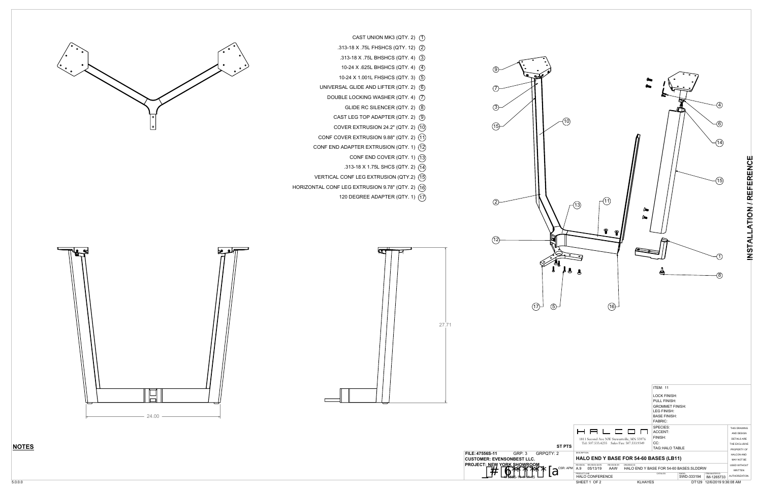CAST UNION MK3 (QTY. 2) (1)
.313-18 X .75L FHSHCS (QTY. 12) (2)
.313-18 X .75L BHSHCS (QTY. 4) (3)
10-24 X .625L BHSHCS (QTY. 4) (4)
10-24 X 1.001L FHSHCS (QTY. 3) (5)
UNIVERSAL GLIDE AND LIFTER (QTY. 2) (6)
DOUBLE LOCKING WASHER (QTY. 4) (7)
GLIDE RC SILENCER (QTY. 2) (8)
CAST LEG TOP ADAPTER (QTY. 2) (9)
COVER EXTRUSION 24.2" (QTY. 2) (10)
CONF COVER EXTRUSION 9.88" (QTY. 2) (11)
CONF END ADAPTER EXTRUSION (QTY. 1) (12)
CONF END COVER (QTY. 1) (13)
.313-18 X 1.75L SHCS (QTY. 2) (14)
VERTICAL CONF LEG EXTRUSION (QTY.2) (15)
HORIZONTAL CONF LEG EXTRUSION 9.78" (QTY. 2) (16)
120 DEGREE ADAPTER (QTY. 1) (17)

24.00

27.71

INSTALLATION / REFERENCE

**NOTES**

| ITEM: 11 |
|---|
| LOCK FINISH: |
| PULL FINISH: |
| GROMMET FINISH: |
| LEG FINISH: |
| BASE FINISH: |
| FABRIC: |
| SPECIES: |
| ACCENT: |
| FINISH: |
| CC: |
| TAG:HALO TABLE |

HALCON
1811 Second Ave NW Stewartville, MN 55976
Tel: 507.533.4235 Sales Fax: 507.533.9349

ST PTS

FILE: 47556S-11 GRP: 3 GRPQTY: 2
CUSTOMER: EVENSONBEST LLC.
PROJECT: NEW YORK SHOWROOM
CSR: APM

DESCRIPTION
HALO END Y BASE FOR 54-60 BASES (LB11)

| REVISION | REVISION DATE | REVISION BY | DRAWING ID |
|---|---|---|---|
| A.9 | 05/13/19 | AAW | HALO END Y BASE FOR 54-60 BASES.SLDDRW |

| PRODUCT LINE | CATALOG | SWDID | ITEM MASTER ID |
|---|---|---|---|
| HALO CONFERENCE | | SWD-333194 | IM-1265733 |

THIS DRAWING AND DESIGN DETAILS ARE THE EXCLUSIVE PROPERTY OF HALCON AND MAY NOT BE USED WITHOUT WRITTEN AUTHORIZATION.

KLHAYES DT129 12/6/2019 9:36:08 AM

5.0.0.0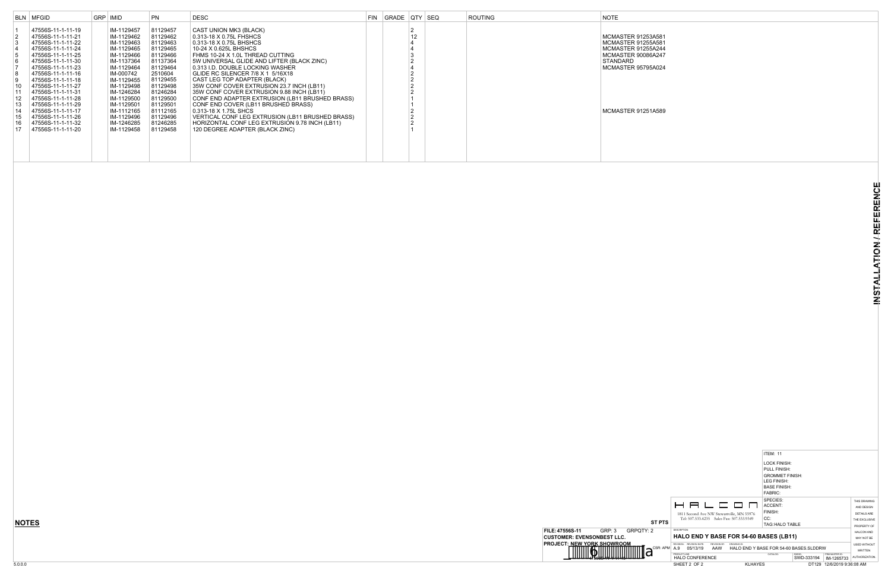| BLN | MFGID | GRP | IMID | PN | DESC | FIN | GRADE | QTY | SEQ | ROUTING | NOTE |
|---|---|---|---|---|---|---|---|---|---|---|---|
| 1 | 47556S-11-1-11-19 | | IM-1129457 | 81129457 | CAST UNION MK3 (BLACK) | | | 2 | | | |
| 2 | 47556S-11-1-11-21 | | IM-1129462 | 81129462 | 0.313-18 X 0.75L FHSHCS | | | 12 | | | MCMASTER 91253A581 |
| 3 | 47556S-11-1-11-22 | | IM-1129463 | 81129463 | 0.313-18 X 0.75L BHSHCS | | | 4 | | | MCMASTER 91255A581 |
| 4 | 47556S-11-1-11-24 | | IM-1129465 | 81129465 | 10-24 X 0.625L BHSHCS | | | 4 | | | MCMASTER 91255A244 |
| 5 | 47556S-11-1-11-25 | | IM-1129466 | 81129466 | FHMS 10-24 X 1.0L THREAD CUTTING | | | 3 | | | MCMASTER 90086A247 |
| 6 | 47556S-11-1-11-30 | | IM-1137364 | 81137364 | 5W UNIVERSAL GLIDE AND LIFTER (BLACK ZINC) | | | 2 | | | STANDARD |
| 7 | 47556S-11-1-11-23 | | IM-1129464 | 81129464 | 0.313 I.D. DOUBLE LOCKING WASHER | | | 4 | | | MCMASTER 95795A024 |
| 8 | 47556S-11-1-11-16 | | IM-000742 | 2510604 | GLIDE RC SILENCER 7/8 X 1 5/16X18 | | | 2 | | | |
| 9 | 47556S-11-1-11-18 | | IM-1129455 | 81129455 | CAST LEG TOP ADAPTER (BLACK) | | | 2 | | | |
| 10 | 47556S-11-1-11-27 | | IM-1129498 | 81129498 | 35W CONF COVER EXTRUSION 23.7 INCH (LB11) | | | 2 | | | |
| 11 | 47556S-11-1-11-31 | | IM-1246284 | 81246284 | 35W CONF COVER EXTRUSION 9.88 INCH (LB11) | | | 2 | | | |
| 12 | 47556S-11-1-11-28 | | IM-1129500 | 81129500 | CONF END ADAPTER EXTRUSION (LB11 BRUSHED BRASS) | | | 1 | | | |
| 13 | 47556S-11-1-11-29 | | IM-1129501 | 81129501 | CONF END COVER (LB11 BRUSHED BRASS) | | | 1 | | | |
| 14 | 47556S-11-1-11-17 | | IM-1112165 | 81112165 | 0.313-18 X 1.75L SHCS | | | 2 | | | MCMASTER 91251A589 |
| 15 | 47556S-11-1-11-26 | | IM-1129496 | 81129496 | VERTICAL CONF LEG EXTRUSION (LB11 BRUSHED BRASS) | | | 2 | | | |
| 16 | 47556S-11-1-11-32 | | IM-1246285 | 81246285 | HORIZONTAL CONF LEG EXTRUSION 9.78 INCH (LB11) | | | 2 | | | |
| 17 | 47556S-11-1-11-20 | | IM-1129458 | 81129458 | 120 DEGREE ADAPTER (BLACK ZINC) | | | 1 | | | |

**INSTALLATION / REFERENCE**

**NOTES**

ST PTS

FILE: 47556S-11 GRP: 3 GRPQTY: 2
CUSTOMER: EVENSONBEST LLC.
PROJECT: NEW YORK SHOWROOM
CSR: APM

HALCON
1811 Second Ave NW Stewartville, MN 55976
Tel: 507.533.4235 Sales Fax: 507.533.9349

ITEM: 11
LOCK FINISH:
PULL FINISH:
GROMMET FINISH:
LEG FINISH:
BASE FINISH:
FABRIC:
SPECIES:
ACCENT:
FINISH:
CC:
TAG: HALO TABLE

DESCRIPTION: HALO END Y BASE FOR 54-60 BASES (LB11)

REVISION: A.9 REVISION DATE: 05/13/19 REVISION BY: AAW DRAWING ID: HALO END Y BASE FOR 54-60 BASES.SLDDRW

PRODUCT LINE: HALO CONFERENCE CATALOG: SWDID: SWD-333194 ITEM MASTER ID: IM-1265733

SHEET 2 OF 2 KLHAYES DT129 12/6/2019 9:36:08 AM

THIS DRAWING AND DESIGN DETAILS ARE THE EXCLUSIVE PROPERTY OF HALCON AND MAY NOT BE USED WITHOUT WRITTEN AUTHORIZATION.

5.0.0.0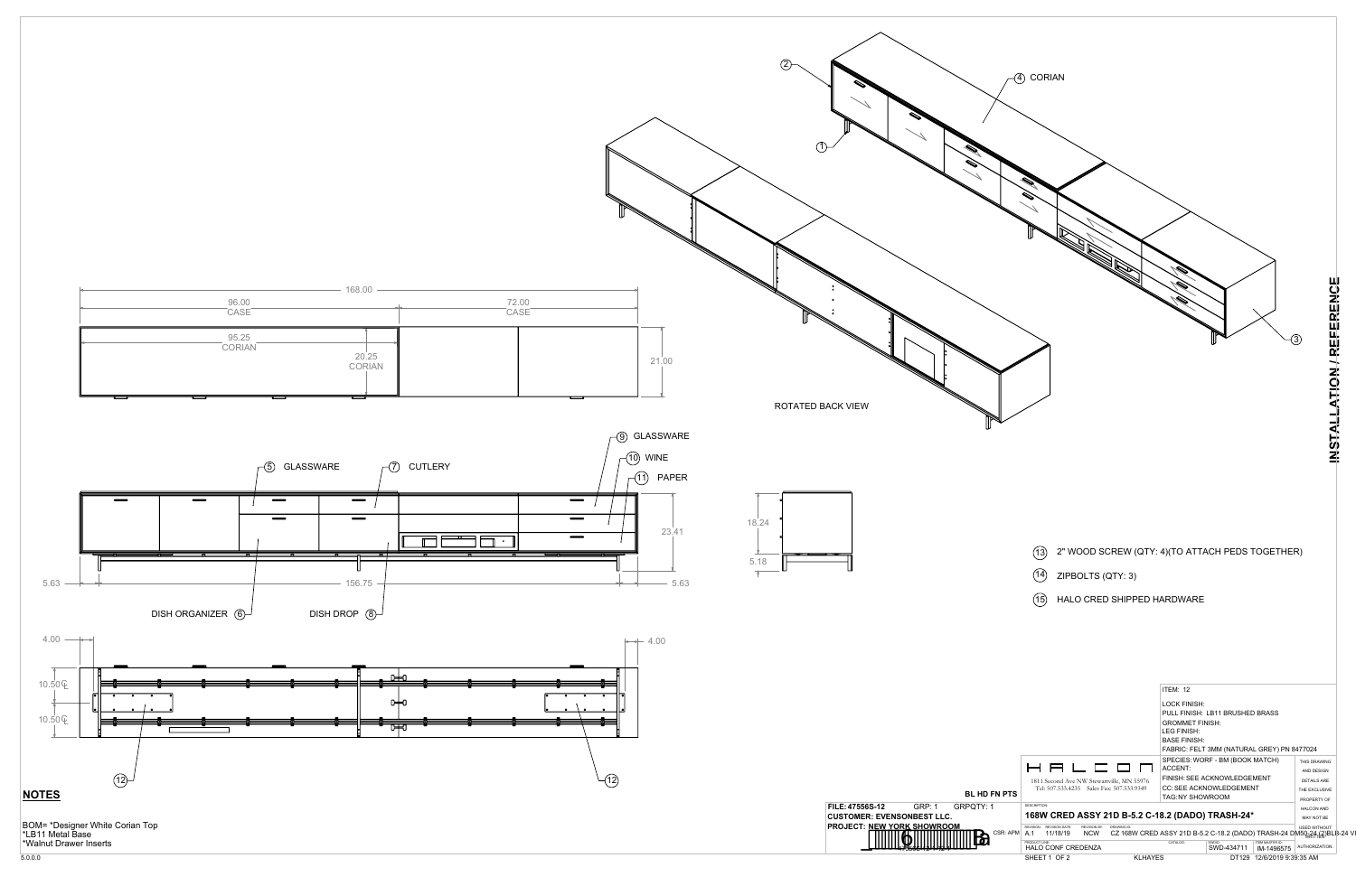# INSTALLATION / REFERENCE

ROTATED BACK VIEW

(1)

(2)

(3)

(4) CORIAN

168.00

96.00 CASE

72.00 CASE

95.25 CORIAN

20.25 CORIAN

21.00

(5) GLASSWARE

(7) CUTLERY

(9) GLASSWARE

(10) WINE

(11) PAPER

23.41

5.63 — 156.75 — 5.63

DISH ORGANIZER (6)

DISH DROP (8)

18.24

5.18

4.00

4.00

10.50℄

10.50℄

(12)

(12)

(13) 2" WOOD SCREW (QTY: 4)(TO ATTACH PEDS TOGETHER)

(14) ZIPBOLTS (QTY: 3)

(15) HALO CRED SHIPPED HARDWARE

## NOTES

BOM= *Designer White Corian Top
*LB11 Metal Base
*Walnut Drawer Inserts

ITEM: 12
LOCK FINISH:
PULL FINISH: LB11 BRUSHED BRASS
GROMMET FINISH:
LEG FINISH:
BASE FINISH:
FABRIC: FELT 3MM (NATURAL GREY) PN 8477024
SPECIES: WORF - BM (BOOK MATCH)
ACCENT:
FINISH: SEE ACKNOWLEDGEMENT
CC: SEE ACKNOWLEDGEMENT
TAG: NY SHOWROOM

THIS DRAWING AND DESIGN DETAILS ARE THE EXCLUSIVE PROPERTY OF HALCON AND MAY NOT BE USED WITHOUT WRITTEN AUTHORIZATION.

HALCON
1811 Second Ave NW Stewartville, MN 55976
Tel: 507.533.4235 Sales Fax: 507.533.9349

BL HD FN PTS

FILE: 47556S-12 GRP: 1 GRPQTY: 1
CUSTOMER: EVENSONBEST LLC.
PROJECT: NEW YORK SHOWROOM

CSR: APM

DESCRIPTION: 168W CRED ASSY 21D B-5.2 C-18.2 (DADO) TRASH-24*

| REVISION | REVISION DATE | REVISION BY | DRAWING ID |
|---|---|---|---|
| A.1 | 11/18/19 | NCW | CZ 168W CRED ASSY 21D B-5.2 C-18.2 (DADO) TRASH-24 DM50-24 (2)BL8-24 VI |

PRODUCT LINE: HALO CONF CREDENZA
SWD ID: SWD-434711
ITEM MASTER ID: IM-1496575

SHEET 1 OF 2 KLHAYES DT129 12/6/2019 9:39:35 AM

5.0.0.0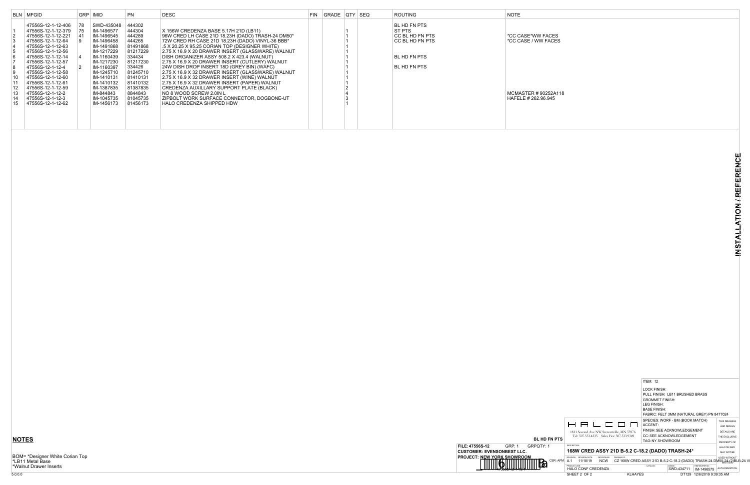| BLN | MFGID | GRP | IMID | PN | DESC | FIN | GRADE | QTY | SEQ | ROUTING | NOTE |
|---|---|---|---|---|---|---|---|---|---|---|---|
| | 47556S-12-1-12-406 | 78 | SWD-435048 | 444302 | | | | | | BL HD FN PTS | |
| 1 | 47556S-12-1-12-379 | 75 | IM-1496577 | 444304 | X 156W CREDENZA BASE 5.17H 21D (LB11) | | | 1 | | ST PTS | |
| 2 | 47556S-12-1-12-221 | 41 | IM-1496545 | 444289 | 96W CRED LH CASE 21D 18.23H (DADO) TRASH-24 DM50* | | | 1 | | CC BL HD FN PTS | *CC CASE*WW FACES |
| 3 | 47556S-12-1-12-64 | 9 | IM-1496458 | 444265 | 72W CRED RH CASE 21D 18.23H (DADO) VINYL-36 BBB* | | | 1 | | CC BL HD FN PTS | *CC CASE / WW FACES |
| 4 | 47556S-12-1-12-63 | | IM-1491868 | 81491868 | .5 X 20.25 X 95.25 CORIAN TOP (DESIGNER WHITE) | | | 1 | | | |
| 5 | 47556S-12-1-12-56 | | IM-1217229 | 81217229 | 2.75 X 16.9 X 20 DRAWER INSERT (GLASSWARE) WALNUT | | | 1 | | | |
| 6 | 47556S-12-1-12-14 | 4 | IM-1160439 | 334434 | DISH ORGANIZER ASSY 508.2 X 423.4 (WALNUT) | | | 1 | | BL HD FN PTS | |
| 7 | 47556S-12-1-12-57 | | IM-1217230 | 81217230 | 2.75 X 16.9 X 20 DRAWER INSERT (CUTLERY) WALNUT | | | 1 | | | |
| 8 | 47556S-12-1-12-4 | 2 | IM-1160397 | 334426 | 24W DISH DROP INSERT 18D (GREY BIN) (WAFC) | | | 1 | | BL HD FN PTS | |
| 9 | 47556S-12-1-12-58 | | IM-1245710 | 81245710 | 2.75 X 16.9 X 32 DRAWER INSERT (GLASSWARE) WALNUT | | | 1 | | | |
| 10 | 47556S-12-1-12-60 | | IM-1410131 | 81410131 | 2.75 X 16.9 X 32 DRAWER INSERT (WINE) WALNUT | | | 1 | | | |
| 11 | 47556S-12-1-12-61 | | IM-1410132 | 81410132 | 2.75 X 16.9 X 32 DRAWER INSERT (PAPER) WALNUT | | | 1 | | | |
| 12 | 47556S-12-1-12-59 | | IM-1387835 | 81387835 | CREDENZA AUXILLARY SUPPORT PLATE (BLACK) | | | 2 | | | |
| 13 | 47556S-12-1-12-2 | | IM-844843 | 8844843 | NO 8 WOOD SCREW 2.0IN L | | | 4 | | | MCMASTER # 90252A118 |
| 14 | 47556S-12-1-12-3 | | IM-1045735 | 81045735 | ZIPBOLT WORK SURFACE CONNECTOR, DOGBONE-UT | | | 3 | | | HAFELE # 262.96.945 |
| 15 | 47556S-12-1-12-62 | | IM-1456173 | 81456173 | HALO CREDENZA SHIPPED HDW | | | 1 | | | |

**INSTALLATION / REFERENCE**

## NOTES

BOM= *Designer White Corian Top
*LB11 Metal Base
*Walnut Drawer Inserts

ITEM: 12
LOCK FINISH:
PULL FINISH: LB11 BRUSHED BRASS
GROMMET FINISH:
LEG FINISH:
BASE FINISH:
FABRIC: FELT 3MM (NATURAL GREY) PN 8477024
SPECIES: WORF - BM (BOOK MATCH)
ACCENT:
FINISH: SEE ACKNOWLEDGEMENT
CC: SEE ACKNOWLEDGEMENT
TAG: NY SHOWROOM

THIS DRAWING AND DESIGN DETAILS ARE THE EXCLUSIVE PROPERTY OF HALCON AND MAY NOT BE USED WITHOUT WRITTEN AUTHORIZATION.

HALCON
1811 Second Ave NW Stewartville, MN 55976
Tel: 507.533.4235 Sales Fax: 507.533.9349

BL HD FN PTS

FILE: 47556S-12 GRP: 1 GRPQTY: 1
CUSTOMER: EVENSONBEST LLC.
PROJECT: NEW YORK SHOWROOM
CSR: APM

DESCRIPTION: 168W CRED ASSY 21D B-5.2 C-18.2 (DADO) TRASH-24*

REVISION: A.1 REVISION DATE: 11/18/19 REVISION BY: NCW DRAWING ID: CZ 168W CRED ASSY 21D B-5.2 C-18.2 (DADO) TRASH-24 DM50-24 (2)BL8-24 VI

PRODUCT LINE: HALO CONF CREDENZA
SWDID: SWD-434711 ITEM MASTER ID: IM-1496575

SHEET 2 OF 2 KLHAYES DT129 12/6/2019 9:39:35 AM

5.0.0.0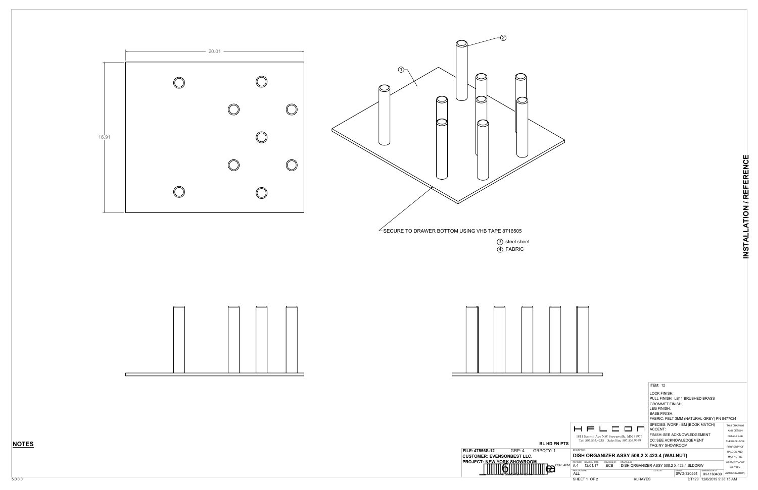20.01

16.91

①

②

SECURE TO DRAWER BOTTOM USING VHB TAPE 8716505

③ steel sheet
④ FABRIC

INSTALLATION / REFERENCE

**NOTES**

ITEM: 12
LOCK FINISH:
PULL FINISH: LB11 BRUSHED BRASS
GROMMET FINISH:
LEG FINISH:
BASE FINISH:
FABRIC: FELT 3MM (NATURAL GREY) PN 8477024
SPECIES: WORF - BM (BOOK MATCH)
ACCENT:
FINISH: SEE ACKNOWLEDGEMENT
CC: SEE ACKNOWLEDGEMENT
TAG: NY SHOWROOM

HALCON
1811 Second Ave NW Stewartville, MN 55976
Tel: 507.533.4235 Sales Fax: 507.533.9349

THIS DRAWING AND DESIGN DETAILS ARE THE EXCLUSIVE PROPERTY OF HALCON AND MAY NOT BE USED WITHOUT WRITTEN AUTHORIZATION.

BL HD FN PTS

FILE: 47556S-12 GRP: 4 GRPQTY: 1
CUSTOMER: EVENSONBEST LLC.
PROJECT: NEW YORK SHOWROOM
CSR: APM

DESCRIPTION
DISH ORGANIZER ASSY 508.2 X 423.4 (WALNUT)

| REVISION | REVISION DATE | REVISION BY | DRAWING ID |
| --- | --- | --- | --- |
| A.4 | 12/01/17 | ECB | DISH ORGANIZER ASSY 508.2 X 423.4.SLDDRW |

| PRODUCT LINE | CATALOG | SWDID | ITEM MASTER ID |
| --- | --- | --- | --- |
| ALL | | SWD-320554 | IM-1160439 |

SHEET 1 OF 2 KLHAYES DT129 12/6/2019 9:38:15 AM

5.0.0.0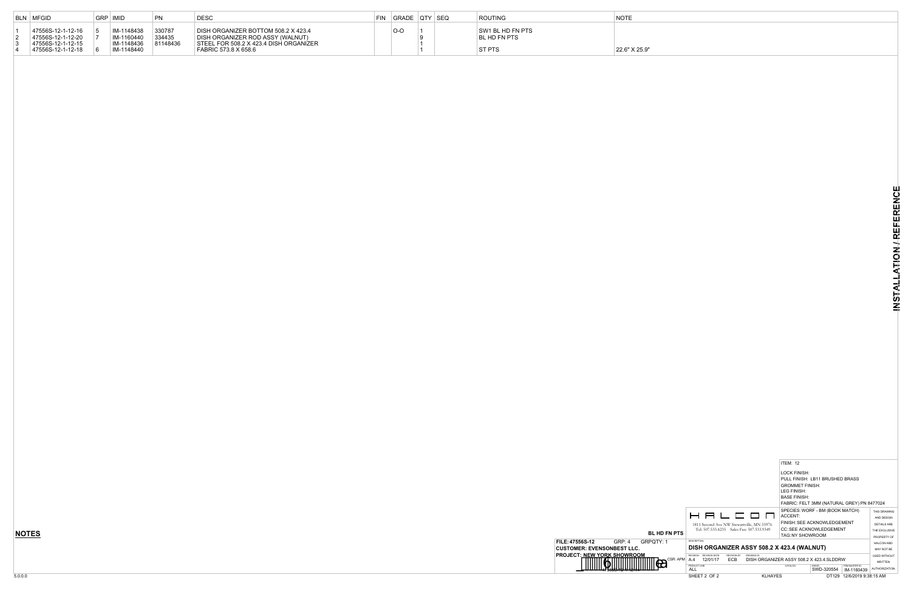| BLN | MFGID | GRP | IMID | PN | DESC | FIN | GRADE | QTY | SEQ | ROUTING | NOTE |
|---|---|---|---|---|---|---|---|---|---|---|---|
| 1 | 47556S-12-1-12-16 | 5 | IM-1148438 | 330787 | DISH ORGANIZER BOTTOM 508.2 X 423.4 | | O-O | 1 | | SW1 BL HD FN PTS | |
| 2 | 47556S-12-1-12-20 | 7 | IM-1160440 | 334435 | DISH ORGANIZER ROD ASSY (WALNUT) | | | 9 | | BL HD FN PTS | |
| 3 | 47556S-12-1-12-15 | | IM-1148436 | 81148436 | STEEL FOR 508.2 X 423.4 DISH ORGANIZER | | | 1 | | | |
| 4 | 47556S-12-1-12-18 | 6 | IM-1148440 | | FABRIC 573.8 X 658.6 | | | 1 | | ST PTS | 22.6" X 25.9" |

**INSTALLATION / REFERENCE**

## NOTES

BL HD FN PTS

ITEM: 12
LOCK FINISH:
PULL FINISH: LB11 BRUSHED BRASS
GROMMET FINISH:
LEG FINISH:
BASE FINISH:
FABRIC: FELT 3MM (NATURAL GREY) PN 8477024
SPECIES: WORF - BM (BOOK MATCH)
ACCENT:
FINISH: SEE ACKNOWLEDGEMENT
CC: SEE ACKNOWLEDGEMENT
TAG: NY SHOWROOM

HALCON
1811 Second Ave NW Stewartville, MN 55976
Tel: 507.533.4235 Sales Fax: 507.533.9349

THIS DRAWING AND DESIGN DETAILS ARE THE EXCLUSIVE PROPERTY OF HALCON AND MAY NOT BE USED WITHOUT WRITTEN AUTHORIZATION.

FILE: 47556S-12 GRP: 4 GRPQTY: 1
CUSTOMER: EVENSONBEST LLC.
PROJECT: NEW YORK SHOWROOM
CSR: APM

DESCRIPTION: DISH ORGANIZER ASSY 508.2 X 423.4 (WALNUT)

REVISION: A.4 REVISION DATE: 12/01/17 REVISION BY: ECB DRAWING ID: DISH ORGANIZER ASSY 508.2 X 423.4.SLDDRW

PRODUCT LINE: ALL CATALOG: SWDID: SWD-320554 ITEM MASTER ID: IM-1160439

SHEET 2 OF 2 KLHAYES DT129 12/6/2019 9:38:15 AM

5.0.0.0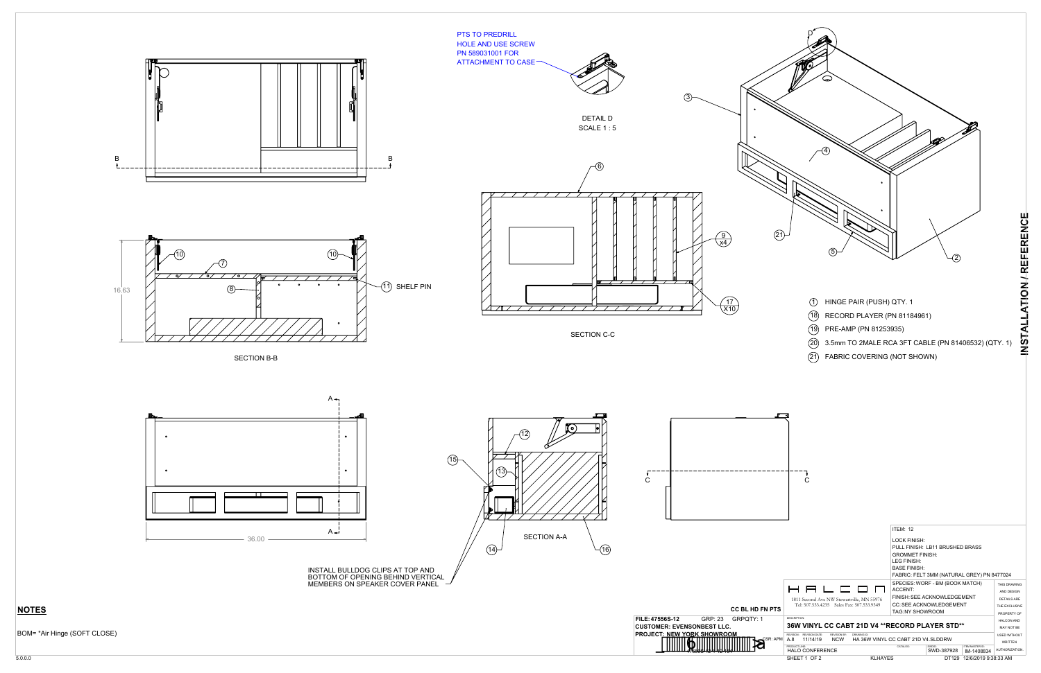PTS TO PREDRILL HOLE AND USE SCREW PN 589031001 FOR ATTACHMENT TO CASE

DETAIL D
SCALE 1 : 5

SECTION B-B

16.63

(10) (7) (10) (8) (11) SHELF PIN

(6) (9) x4 (17) X10

SECTION C-C

(3) (4) (21) (5) (2)

(1) HINGE PAIR (PUSH) QTY. 1

(18) RECORD PLAYER (PN 81184961)

(19) PRE-AMP (PN 81253935)

(20) 3.5mm TO 2MALE RCA 3FT CABLE (PN 81406532) (QTY. 1)

(21) FABRIC COVERING (NOT SHOWN)

# INSTALLATION / REFERENCE

36.00

(12) (15) (13) (14) (16)

SECTION A-A

INSTALL BULLDOG CLIPS AT TOP AND BOTTOM OF OPENING BEHIND VERTICAL MEMBERS ON SPEAKER COVER PANEL

## NOTES

BOM= *Air Hinge (SOFT CLOSE)

ITEM: 12
LOCK FINISH:
PULL FINISH: LB11 BRUSHED BRASS
GROMMET FINISH:
LEG FINISH:
BASE FINISH:
FABRIC: FELT 3MM (NATURAL GREY) PN 8477024
SPECIES: WORF - BM (BOOK MATCH)
ACCENT:
FINISH: SEE ACKNOWLEDGEMENT
CC: SEE ACKNOWLEDGEMENT
TAG: NY SHOWROOM

THIS DRAWING AND DESIGN DETAILS ARE THE EXCLUSIVE PROPERTY OF HALCON AND MAY NOT BE USED WITHOUT WRITTEN AUTHORIZATION.

HALCON
1811 Second Ave NW Stewartville, MN 55976
Tel: 507.533.4235 Sales Fax: 507.533.9349

CC BL HD FN PTS

FILE: 47556S-12 GRP: 23 GRPQTY: 1
CUSTOMER: EVENSONBEST LLC.
PROJECT: NEW YORK SHOWROOM

CSR: APM

DESCRIPTION: 36W VINYL CC CABT 21D V4 **RECORD PLAYER STD**

| REVISION | REVISION DATE | REVISION BY | DRAWING ID |
|---|---|---|---|
| A.8 | 11/14/19 | NCW | HA 36W VINYL CC CABT 21D V4.SLDDRW |

PRODUCT LINE: HALO CONFERENCE | CATALOG: | SWDID: SWD-387928 | ITEM MASTER ID: IM-1408834

SHEET 1 OF 2 KLHAYES DT129 12/6/2019 9:38:33 AM

5.0.0.0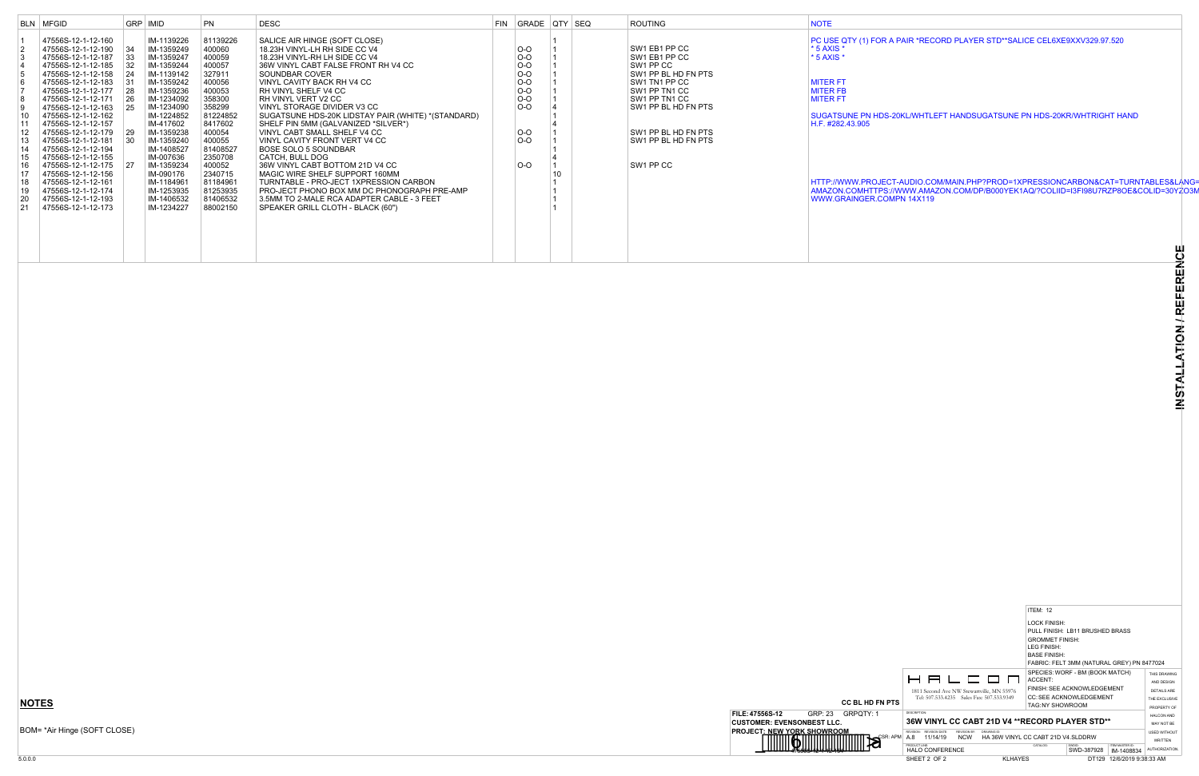| BLN | MFGID | GRP | IMID | PN | DESC | FIN | GRADE | QTY | SEQ | ROUTING | NOTE |
|---|---|---|---|---|---|---|---|---|---|---|---|
| 1 | 47556S-12-1-12-160 | | IM-1139226 | 81139226 | SALICE AIR HINGE (SOFT CLOSE) | | | 1 | | | PC USE QTY (1) FOR A PAIR *RECORD PLAYER STD**SALICE CEL6XE9XXV329.97.520 |
| 2 | 47556S-12-1-12-190 | 34 | IM-1359249 | 400060 | 18.23H VINYL-LH RH SIDE CC V4 | | O-O | 1 | | SW1 EB1 PP CC | * 5 AXIS * |
| 3 | 47556S-12-1-12-187 | 33 | IM-1359247 | 400059 | 18.23H VINYL-RH LH SIDE CC V4 | | O-O | 1 | | SW1 EB1 PP CC | * 5 AXIS * |
| 4 | 47556S-12-1-12-185 | 32 | IM-1359244 | 400057 | 36W VINYL CABT FALSE FRONT RH V4 CC | | O-O | 1 | | SW1 PP CC | |
| 5 | 47556S-12-1-12-158 | 24 | IM-1139142 | 327911 | SOUNDBAR COVER | | O-O | 1 | | SW1 PP BL HD FN PTS | |
| 6 | 47556S-12-1-12-183 | 31 | IM-1359242 | 400056 | VINYL CAVITY BACK RH V4 CC | | O-O | 1 | | SW1 TN1 PP CC | MITER FT |
| 7 | 47556S-12-1-12-177 | 28 | IM-1359236 | 400053 | RH VINYL SHELF V4 CC | | O-O | 1 | | SW1 PP TN1 CC | MITER FB |
| 8 | 47556S-12-1-12-171 | 26 | IM-1234092 | 358300 | RH VINYL VERT V2 CC | | O-O | 1 | | SW1 PP TN1 CC | MITER FT |
| 9 | 47556S-12-1-12-163 | 25 | IM-1234090 | 358299 | VINYL STORAGE DIVIDER V3 CC | | O-O | 4 | | SW1 PP BL HD FN PTS | |
| 10 | 47556S-12-1-12-162 | | IM-1224852 | 81224852 | SUGATSUNE HDS-20K LIDSTAY PAIR (WHITE) *(STANDARD) | | | 1 | | | SUGATSUNE PN HDS-20KL/WHTLEFT HANDSUGATSUNE PN HDS-20KR/WHTRIGHT HAND |
| 11 | 47556S-12-1-12-157 | | IM-417602 | 8417602 | SHELF PIN 5MM (GALVANIZED *SILVER*) | | | 4 | | | H.F. #282.43.905 |
| 12 | 47556S-12-1-12-179 | 29 | IM-1359238 | 400054 | VINYL CABT SMALL SHELF V4 CC | | O-O | 1 | | SW1 PP BL HD FN PTS | |
| 13 | 47556S-12-1-12-181 | 30 | IM-1359240 | 400055 | VINYL CAVITY FRONT VERT V4 CC | | O-O | 1 | | SW1 PP BL HD FN PTS | |
| 14 | 47556S-12-1-12-194 | | IM-1408527 | 81408527 | BOSE SOLO 5 SOUNDBAR | | | 1 | | | |
| 15 | 47556S-12-1-12-155 | | IM-007636 | 2350708 | CATCH, BULL DOG | | | 4 | | | |
| 16 | 47556S-12-1-12-175 | 27 | IM-1359234 | 400052 | 36W VINYL CABT BOTTOM 21D V4 CC | | O-O | 1 | | SW1 PP CC | |
| 17 | 47556S-12-1-12-156 | | IM-090176 | 2340715 | MAGIC WIRE SHELF SUPPORT 160MM | | | 10 | | | |
| 18 | 47556S-12-1-12-161 | | IM-1184961 | 81184961 | TURNTABLE - PRO-JECT 1XPRESSION CARBON | | | 1 | | | HTTP://WWW.PROJECT-AUDIO.COM/MAIN.PHP?PROD=1XPRESSIONCARBON&CAT=TURNTABLES&LANG= |
| 19 | 47556S-12-1-12-174 | | IM-1253935 | 81253935 | PRO-JECT PHONO BOX MM DC PHONOGRAPH PRE-AMP | | | 1 | | | AMAZON.COMHTTPS://WWW.AMAZON.COM/DP/B000YEK1AQ/?COLIID=I3FI98U7RZP8OE&COLID=30YZO3M |
| 20 | 47556S-12-1-12-193 | | IM-1406532 | 81406532 | 3.5MM TO 2-MALE RCA ADAPTER CABLE - 3 FEET | | | 1 | | | WWW.GRAINGER.COMPN 14X119 |
| 21 | 47556S-12-1-12-173 | | IM-1234227 | 88002150 | SPEAKER GRILL CLOTH - BLACK (60") | | | 1 | | | |

INSTALLATION / REFERENCE

## NOTES

BOM= *Air Hinge (SOFT CLOSE)

CC BL HD FN PTS

FILE: 47556S-12 GRP: 23 GRPQTY: 1
CUSTOMER: EVENSONBEST LLC.
PROJECT: NEW YORK SHOWROOM
CSR: APM

HALCON
1811 Second Ave NW Stewartville, MN 55976
Tel: 507.533.4235 Sales Fax: 507.533.9349

ITEM: 12
LOCK FINISH:
PULL FINISH: LB11 BRUSHED BRASS
GROMMET FINISH:
LEG FINISH:
BASE FINISH:
FABRIC: FELT 3MM (NATURAL GREY) PN 8477024
SPECIES: WORF - BM (BOOK MATCH)
ACCENT:
FINISH: SEE ACKNOWLEDGEMENT
CC: SEE ACKNOWLEDGEMENT
TAG: NY SHOWROOM

THIS DRAWING AND DESIGN DETAILS ARE THE EXCLUSIVE PROPERTY OF HALCON AND MAY NOT BE USED WITHOUT WRITTEN AUTHORIZATION.

DESCRIPTION: 36W VINYL CC CABT 21D V4 **RECORD PLAYER STD**
REVISION: A.8 REVISION DATE: 11/14/19 REVISION BY: NCW DRAWING ID: HA 36W VINYL CC CABT 21D V4.SLDDRW
PRODUCT LINE: HALO CONFERENCE CATALOG: SWID: SWD-387928 ITEM MASTER ID: IM-1408834
SHEET 2 OF 2 KLHAYES DT129 12/6/2019 9:38:33 AM

5.0.0.0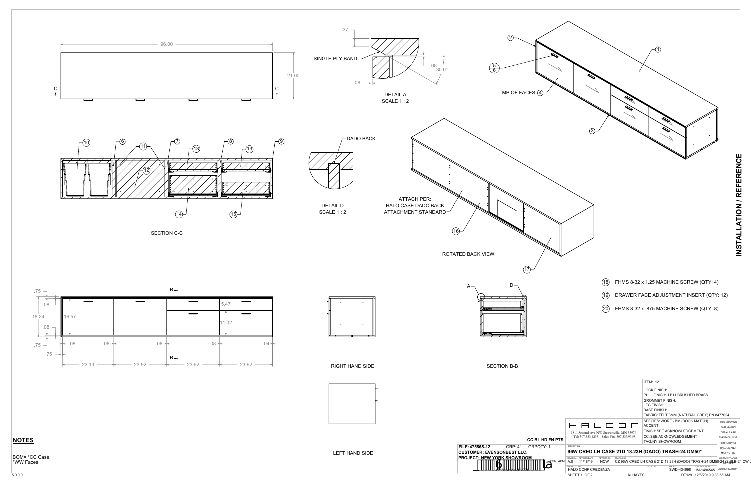96.00

21.00

C C

.37

SINGLE PLY BAND

.08

30.0°

.08

DETAIL A
SCALE 1 : 2

DADO BACK

DETAIL D
SCALE 1 : 2

ATTACH PER:
HALO CASE DADO BACK
ATTACHMENT STANDARD

ROTATED BACK VIEW

MP OF FACES (4)

SECTION C-C

SECTION B-B

RIGHT HAND SIDE

LEFT HAND SIDE

.75 .08 18.24 .08 .75 16.57 .08 .08 .08 .08 .04 .75 23.13 23.92 23.92 23.92 5.47 11.02

(18) FHMS 8-32 x 1.25 MACHINE SCREW (QTY: 4)

(19) DRAWER FACE ADJUSTMENT INSERT (QTY: 12)

(20) FHMS 8-32 x .875 MACHINE SCREW (QTY: 8)

INSTALLATION / REFERENCE

ITEM: 12

LOCK FINISH:
PULL FINISH: LB11 BRUSHED BRASS
GROMMET FINISH:
LEG FINISH:
BASE FINISH:
FABRIC: FELT 3MM (NATURAL GREY) PN 8477024
SPECIES: WORF - BM (BOOK MATCH)
ACCENT:
FINISH: SEE ACKNOWLEDGEMENT
CC: SEE ACKNOWLEDGEMENT
TAG: NY SHOWROOM

THIS DRAWING AND DESIGN DETAILS ARE THE EXCLUSIVE PROPERTY OF HALCON AND MAY NOT BE USED WITHOUT WRITTEN AUTHORIZATION.

HALCON
1811 Second Ave NW Stewartville, MN 55976
Tel: 507.533.4235 Sales Fax: 507.533.9349

CC BL HD FN PTS

FILE: 47556S-12 GRP: 41 GRPQTY: 1
CUSTOMER: EVENSONBEST LLC.
PROJECT: NEW YORK SHOWROOM

CSR: APM

96W CRED LH CASE 21D 18.23H (DADO) TRASH-24 DM50*

REVISION: A.0 REVISION DATE: 11/18/19 REVISION BY: NCW DRAWING ID: CZ 96W CRED LH CASE 21D 18.23H (DADO) TRASH-24 DM50-24 (2)BLB-24 CW

PRODUCT LINE: HALO CONF CREDENZA SWDID: SWD-434698 ITEM MASTER ID: IM-1496545

KLHAYES DT129 12/6/2019 9:38:55 AM

## NOTES

BOM= *CC Case
*WW Faces

5.0.0.0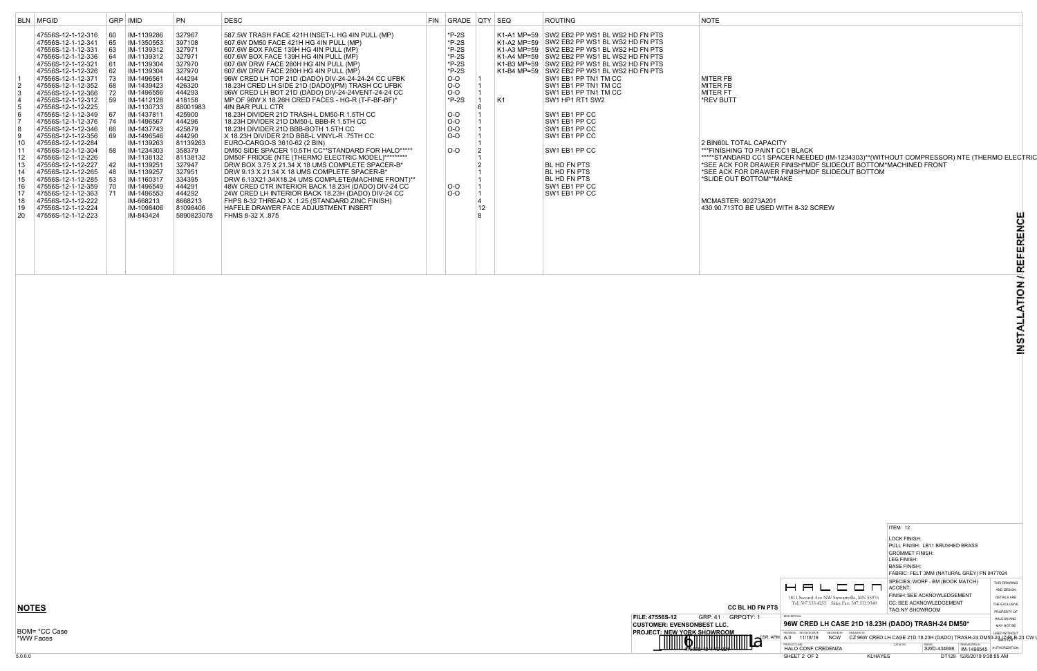| BLN | MFGID | GRP | IMID | PN | DESC | FIN | GRADE | QTY | SEQ | ROUTING | NOTE |
|---|---|---|---|---|---|---|---|---|---|---|---|
| | 47556S-12-1-12-316 | 60 | IM-1139286 | 327967 | 587.5W TRASH FACE 421H INSET-L HG 4IN PULL (MP) | | *P-2S | | K1-A1 MP=59 | SW2 EB2 PP WS1 BL WS2 HD FN PTS | |
| | 47556S-12-1-12-341 | 65 | IM-1350553 | 397108 | 607.6W DM50 FACE 421H HG 4IN PULL (MP) | | *P-2S | | K1-A2 MP=59 | SW2 EB2 PP WS1 BL WS2 HD FN PTS | |
| | 47556S-12-1-12-331 | 63 | IM-1139312 | 327971 | 607.6W BOX FACE 139H HG 4IN PULL (MP) | | *P-2S | | K1-A3 MP=59 | SW2 EB2 PP WS1 BL WS2 HD FN PTS | |
| | 47556S-12-1-12-336 | 64 | IM-1139312 | 327971 | 607.6W BOX FACE 139H HG 4IN PULL (MP) | | *P-2S | | K1-A4 MP=59 | SW2 EB2 PP WS1 BL WS2 HD FN PTS | |
| | 47556S-12-1-12-321 | 61 | IM-1139304 | 327970 | 607.6W DRW FACE 280H HG 4IN PULL (MP) | | *P-2S | | K1-B3 MP=59 | SW2 EB2 PP WS1 BL WS2 HD FN PTS | |
| | 47556S-12-1-12-326 | 62 | IM-1139304 | 327970 | 607.6W DRW FACE 280H HG 4IN PULL (MP) | | *P-2S | | K1-B4 MP=59 | SW2 EB2 PP WS1 BL WS2 HD FN PTS | |
| 1 | 47556S-12-1-12-371 | 73 | IM-1496561 | 444294 | 96W CRED LH TOP 21D (DADO) DIV-24-24-24-24 CC UFBK | | O-O | 1 | | SW1 EB1 PP TN1 TM CC | MITER FB |
| 2 | 47556S-12-1-12-352 | 68 | IM-1439423 | 426320 | 18.23H CRED LH SIDE 21D (DADO)(PM) TRASH CC UFBK | | O-O | 1 | | SW1 EB1 PP TN1 TM CC | MITER FB |
| 3 | 47556S-12-1-12-366 | 72 | IM-1496556 | 444293 | 96W CRED LH BOT 21D (DADO) DIV-24-24VENT-24-24 CC | | O-O | 1 | | SW1 EB1 PP TN1 TM CC | MITER FT |
| 4 | 47556S-12-1-12-312 | 59 | IM-1412128 | 418158 | MP OF 96W X 18.26H CRED FACES - HG-R (T-F-BF-BF)* | | *P-2S | 1 | K1 | SW1 HP1 RT1 SW2 | *REV BUTT |
| 5 | 47556S-12-1-12-225 | | IM-1130733 | 88001983 | 4IN BAR PULL CTR | | | 6 | | | |
| 6 | 47556S-12-1-12-349 | 67 | IM-1437811 | 425900 | 18.23H DIVIDER 21D TRASH-L DM50-R 1.5TH CC | | O-O | 1 | | SW1 EB1 PP CC | |
| 7 | 47556S-12-1-12-376 | 74 | IM-1496567 | 444296 | 18.23H DIVIDER 21D DM50-L BBB-R 1.5TH CC | | O-O | 1 | | SW1 EB1 PP CC | |
| 8 | 47556S-12-1-12-346 | 66 | IM-1437743 | 425879 | 18.23H DIVIDER 21D BBB-BOTH 1.5TH CC | | O-O | 1 | | SW1 EB1 PP CC | |
| 9 | 47556S-12-1-12-356 | 69 | IM-1496546 | 444290 | X 18.23H DIVIDER 21D BBB-L VINYL-R .75TH CC | | O-O | 1 | | SW1 EB1 PP CC | |
| 10 | 47556S-12-1-12-284 | | IM-1139263 | 81139263 | EURO-CARGO-S 3610-62 (2 BIN) | | | 1 | | | 2 BIN60L TOTAL CAPACITY |
| 11 | 47556S-12-1-12-304 | 58 | IM-1234303 | 358379 | DM50 SIDE SPACER 10.5TH CC**STANDARD FOR HALO***** | | O-O | 2 | | SW1 EB1 PP CC | ***FINISHING TO PAINT CC1 BLACK |
| 12 | 47556S-12-1-12-226 | | IM-1138132 | 81138132 | DM50F FRIDGE (NTE (THERMO ELECTRIC MODEL)********* | | | 1 | | | *****STANDARD CC1 SPACER NEEDED (IM-1234303)**(WITHOUT COMPRESSOR) NTE (THERMO ELECTRIC |
| 13 | 47556S-12-1-12-227 | 42 | IM-1139251 | 327947 | DRW BOX 3.75 X 21.34 X 18 UMS COMPLETE SPACER-B* | | | 2 | | BL HD FN PTS | *SEE ACK FOR DRAWER FINISH*MDF SLIDEOUT BOTTOM*MACHINED FRONT |
| 14 | 47556S-12-1-12-265 | 48 | IM-1139257 | 327951 | DRW 9.13 X 21.34 X 18 UMS COMPLETE SPACER-B* | | | 1 | | BL HD FN PTS | *SEE ACK FOR DRAWER FINISH*MDF SLIDEOUT BOTTOM |
| 15 | 47556S-12-1-12-285 | 53 | IM-1160317 | 334395 | DRW 6.13X21.34X18.24 UMS COMPLETE(MACHINE FRONT)** | | | 1 | | BL HD FN PTS | *SLIDE OUT BOTTOM**MAKE |
| 16 | 47556S-12-1-12-359 | 70 | IM-1496549 | 444291 | 48W CRED CTR INTERIOR BACK 18.23H (DADO) DIV-24 CC | | O-O | 1 | | SW1 EB1 PP CC | |
| 17 | 47556S-12-1-12-363 | 71 | IM-1496553 | 444292 | 24W CRED LH INTERIOR BACK 18.23H (DADO) DIV-24 CC | | O-O | 1 | | SW1 EB1 PP CC | |
| 18 | 47556S-12-1-12-222 | | IM-668213 | 8668213 | FHPS 8-32 THREAD X .1.25 (STANDARD ZINC FINISH) | | | 4 | | | MCMASTER: 90273A201 |
| 19 | 47556S-12-1-12-224 | | IM-1098406 | 81098406 | HAFELE DRAWER FACE ADJUSTMENT INSERT | | | 12 | | | 430.90.713TO BE USED WITH 8-32 SCREW |
| 20 | 47556S-12-1-12-223 | | IM-843424 | 5890823078 | FHMS 8-32 X .875 | | | 8 | | | |

INSTALLATION / REFERENCE

## NOTES

BOM= *CC Case
*WW Faces

5.0.0.0

CC BL HD FN PTS

FILE: 47556S-12 GRP: 41 GRPQTY: 1
CUSTOMER: EVENSONBEST LLC.
PROJECT: NEW YORK SHOWROOM
CSR: APM

HALCON
1811 Second Ave NW Stewartville, MN 55976
Tel: 507.533.4235 Sales Fax: 507.533.9349

ITEM: 12
LOCK FINISH:
PULL FINISH: LB11 BRUSHED BRASS
GROMMET FINISH:
LEG FINISH:
BASE FINISH:
FABRIC: FELT 3MM (NATURAL GREY) PN 8477024
SPECIES: WORF - BM (BOOK MATCH)
ACCENT:
FINISH: SEE ACKNOWLEDGEMENT
CC: SEE ACKNOWLEDGEMENT
TAG: NY SHOWROOM

THIS DRAWING AND DESIGN DETAILS ARE THE EXCLUSIVE PROPERTY OF HALCON AND MAY NOT BE USED WITHOUT WRITTEN AUTHORIZATION.

DESCRIPTION
96W CRED LH CASE 21D 18.23H (DADO) TRASH-24 DM50*

REVISION: A.0 REVISION DATE: 11/18/19 REVISION BY: NCW DRAWING ID: CZ 96W CRED LH CASE 21D 18.23H (DADO) TRASH-24 DM50-24 (2)BLB-24 CW
PRODUCT LINE: HALO CONF CREDENZA CATALOG: SWDID: SWD-434698 ITEM MASTER ID: IM-1496545

SHEET 2 OF 2 KLHAYES DT129 12/6/2019 9:38:55 AM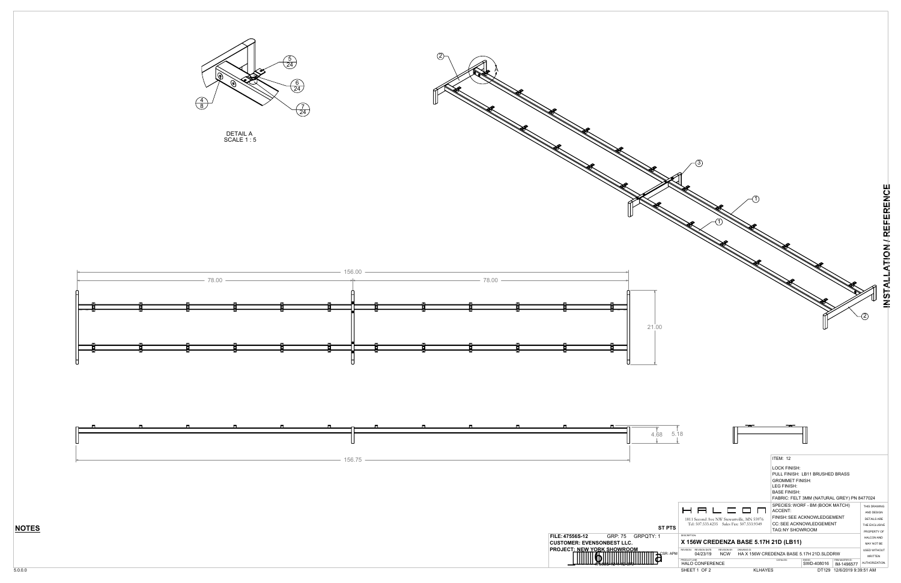DETAIL A
SCALE 1 : 5

INSTALLATION / REFERENCE

156.00

78.00

78.00

21.00

4.68

5.18

156.75

ITEM: 12

LOCK FINISH:
PULL FINISH: LB11 BRUSHED BRASS
GROMMET FINISH:
LEG FINISH:
BASE FINISH:
FABRIC: FELT 3MM (NATURAL GREY) PN 8477024
SPECIES: WORF - BM (BOOK MATCH)
ACCENT:
FINISH: SEE ACKNOWLEDGEMENT
CC: SEE ACKNOWLEDGEMENT
TAG: NY SHOWROOM

THIS DRAWING AND DESIGN DETAILS ARE THE EXCLUSIVE PROPERTY OF HALCON AND MAY NOT BE USED WITHOUT WRITTEN AUTHORIZATION.

HALCON
1811 Second Ave NW Stewartville, MN 55976
Tel: 507.533.4235 Sales Fax: 507.533.9349

ST PTS

**NOTES**

FILE: 47556S-12 GRP: 75 GRPQTY: 1
CUSTOMER: EVENSONBEST LLC.
PROJECT: NEW YORK SHOWROOM

CSR: APM

DESCRIPTION
X 156W CREDENZA BASE 5.17H 21D (LB11)

| REVISION | REVISION DATE | REVISION BY | DRAWING ID |
|---|---|---|---|
| | 04/23/19 | NCW | HA X 156W CREDENZA BASE 5.17H 21D.SLDDRW |

| PRODUCT LINE | CATALOG | SWID | ITEM MASTER ID |
|---|---|---|---|
| HALO CONFERENCE | | SWD-408016 | IM-1496577 |

SHEET 1 OF 2 KLHAYES DT129 12/6/2019 9:39:51 AM

5.0.0.0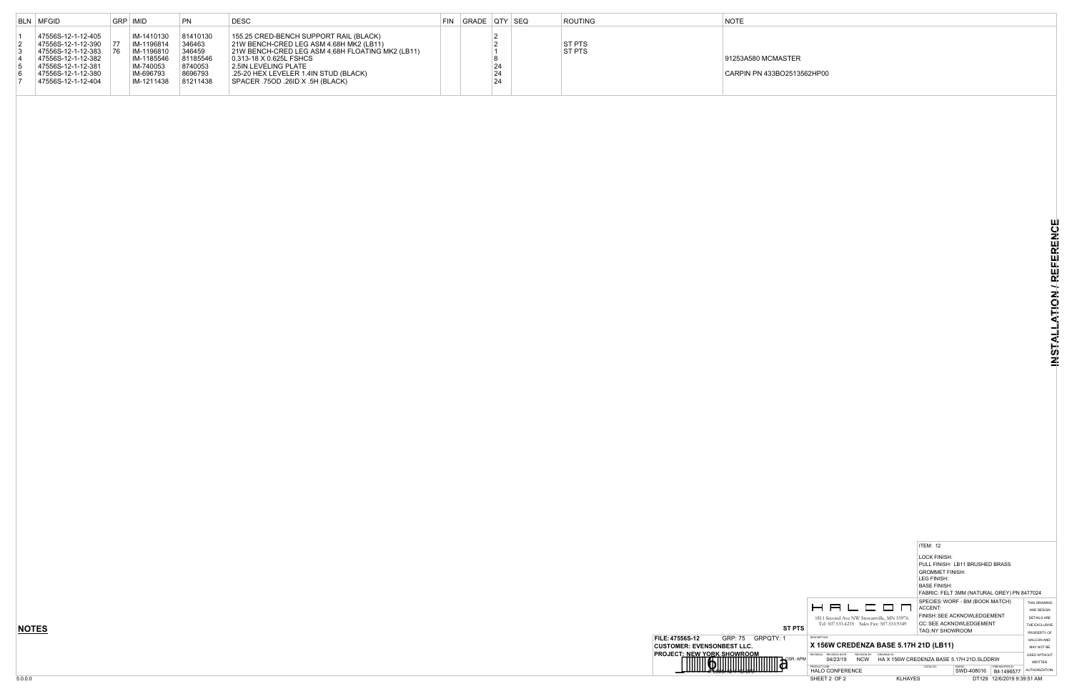| BLN | MFGID | GRP | IMID | PN | DESC | FIN | GRADE | QTY | SEQ | ROUTING | NOTE |
|---|---|---|---|---|---|---|---|---|---|---|---|
| 1 | 47556S-12-1-12-405 | | IM-1410130 | 81410130 | 155.25 CRED-BENCH SUPPORT RAIL (BLACK) | | | 2 | | | |
| 2 | 47556S-12-1-12-390 | 77 | IM-1196814 | 346463 | 21W BENCH-CRED LEG ASM 4.68H MK2 (LB11) | | | 2 | | ST PTS | |
| 3 | 47556S-12-1-12-383 | 76 | IM-1196810 | 346459 | 21W BENCH-CRED LEG ASM 4.68H FLOATING MK2 (LB11) | | | 1 | | ST PTS | |
| 4 | 47556S-12-1-12-382 | | IM-1185546 | 81185546 | 0.313-18 X 0.625L FSHCS | | | 8 | | | 91253A580 MCMASTER |
| 5 | 47556S-12-1-12-381 | | IM-740053 | 8740053 | 2.5IN LEVELING PLATE | | | 24 | | | |
| 6 | 47556S-12-1-12-380 | | IM-696793 | 8696793 | .25-20 HEX LEVELER 1.4IN STUD (BLACK) | | | 24 | | | CARPIN PN 433BO2513562HP00 |
| 7 | 47556S-12-1-12-404 | | IM-1211438 | 81211438 | SPACER .75OD .26ID X .5H (BLACK) | | | 24 | | | |

INSTALLATION / REFERENCE

**NOTES**

ST PTS

FILE: 47556S-12 GRP: 75 GRPQTY: 1
CUSTOMER: EVENSONBEST LLC.
PROJECT: NEW YORK SHOWROOM
CSR: APM

HALCON
1811 Second Ave NW Stewartville, MN 55976
Tel: 507.533.4235 Sales Fax: 507.533.9349

ITEM: 12
LOCK FINISH:
PULL FINISH: LB11 BRUSHED BRASS
GROMMET FINISH:
LEG FINISH:
BASE FINISH:
FABRIC: FELT 3MM (NATURAL GREY) PN 8477024
SPECIES: WORF - BM (BOOK MATCH)
ACCENT:
FINISH: SEE ACKNOWLEDGEMENT
CC: SEE ACKNOWLEDGEMENT
TAG: NY SHOWROOM

THIS DRAWING AND DESIGN DETAILS ARE THE EXCLUSIVE PROPERTY OF HALCON AND MAY NOT BE USED WITHOUT WRITTEN AUTHORIZATION.

DESCRIPTION: X 156W CREDENZA BASE 5.17H 21D (LB11)

REVISION: 6 | REVISION DATE: 04/23/19 | REVISION BY: NCW | DRAWING ID: HA X 156W CREDENZA BASE 5.17H 21D.SLDDRW

PRODUCT LINE: HALO CONFERENCE | SWDID: SWD-408016 | ITEM MASTER ID: IM-1496577

SHEET 2 OF 2 KLHAYES DT129 12/6/2019 9:39:51 AM

5.0.0.0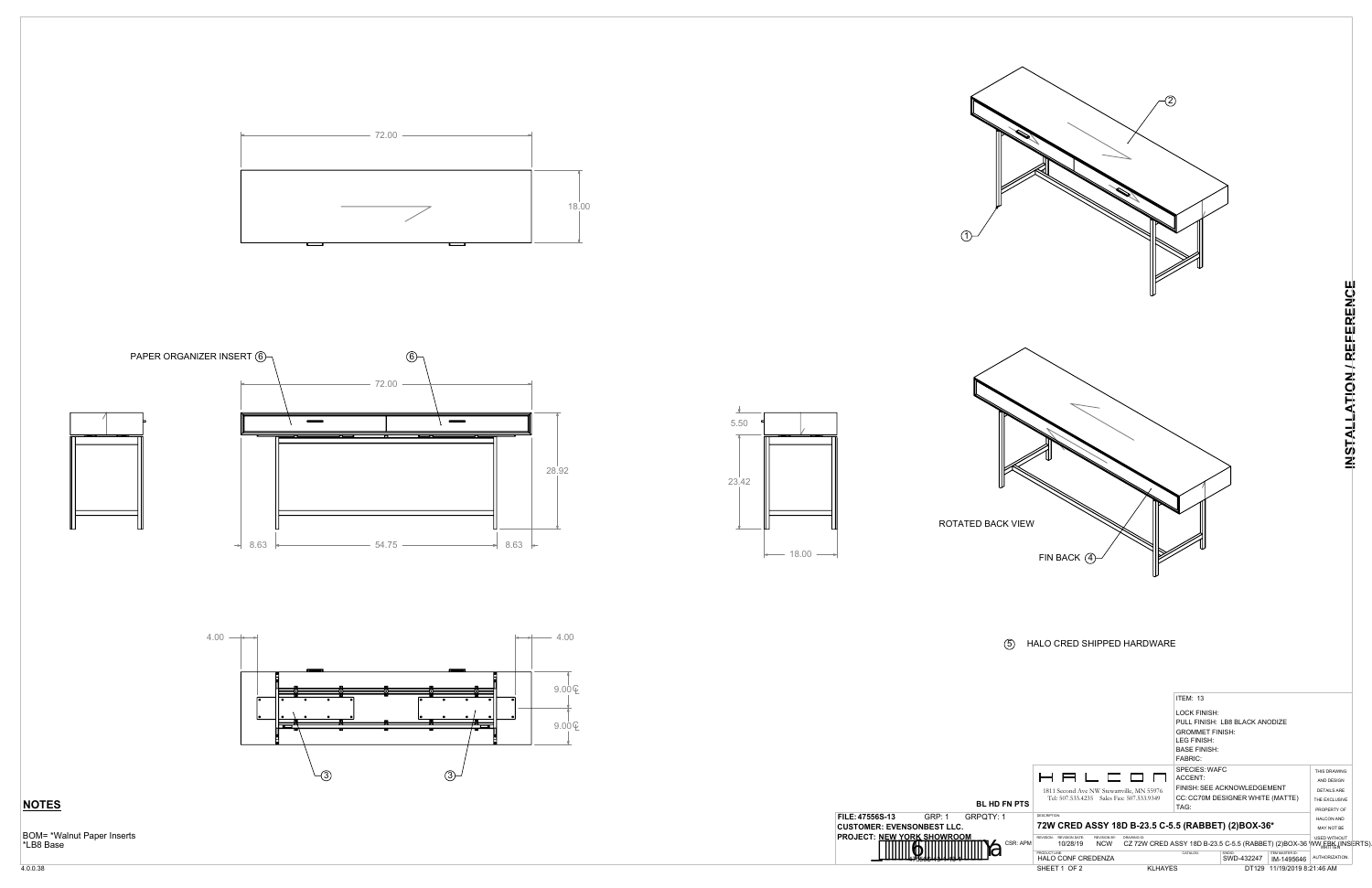72.00

18.00

PAPER ORGANIZER INSERT ⑥

⑥

72.00

28.92

8.63 — 54.75 — 8.63

5.50

23.42

18.00

4.00 — 4.00

9.00 ℄

9.00 ℄

③ ③

② ①

ROTATED BACK VIEW

FIN BACK ④

⑤ HALO CRED SHIPPED HARDWARE

**INSTALLATION / REFERENCE**

## NOTES

BOM= *Walnut Paper Inserts
*LB8 Base

| | |
|---|---|
| ITEM: | 13 |
| LOCK FINISH: | |
| PULL FINISH: | LB8 BLACK ANODIZE |
| GROMMET FINISH: | |
| LEG FINISH: | |
| BASE FINISH: | |
| FABRIC: | |
| SPECIES: | WAFC |
| ACCENT: | |
| FINISH: | SEE ACKNOWLEDGEMENT |
| CC: | CC70M DESIGNER WHITE (MATTE) |
| TAG: | |

HALCON
1811 Second Ave NW Stewartville, MN 55976
Tel: 507.533.4235 Sales Fax: 507.533.9349

THIS DRAWING AND DESIGN DETAILS ARE THE EXCLUSIVE PROPERTY OF HALCON AND MAY NOT BE USED WITHOUT WRITTEN AUTHORIZATION.

BL HD FN PTS

**FILE: 47556S-13** GRP: 1 GRPQTY: 1
**CUSTOMER: EVENSONBEST LLC.**
**PROJECT: NEW YORK SHOWROOM**
CSR: APM

DESCRIPTION
**72W CRED ASSY 18D B-23.5 C-5.5 (RABBET) (2)BOX-36***

| REVISION | REVISION DATE | REVISION BY | DRAWING ID |
|---|---|---|---|
| | 10/28/19 | NCW | CZ 72W CRED ASSY 18D B-23.5 C-5.5 (RABBET) (2)BOX-36 WW EBK (INSERTS). |

| PRODUCT LINE | CATALOG | SWD ID | ITEM MASTER ID |
|---|---|---|---|
| HALO CONF CREDENZA | | SWD-432247 | IM-1495646 |

KLHAYES

DT129 11/19/2019 8:21:46 AM

4.0.0.38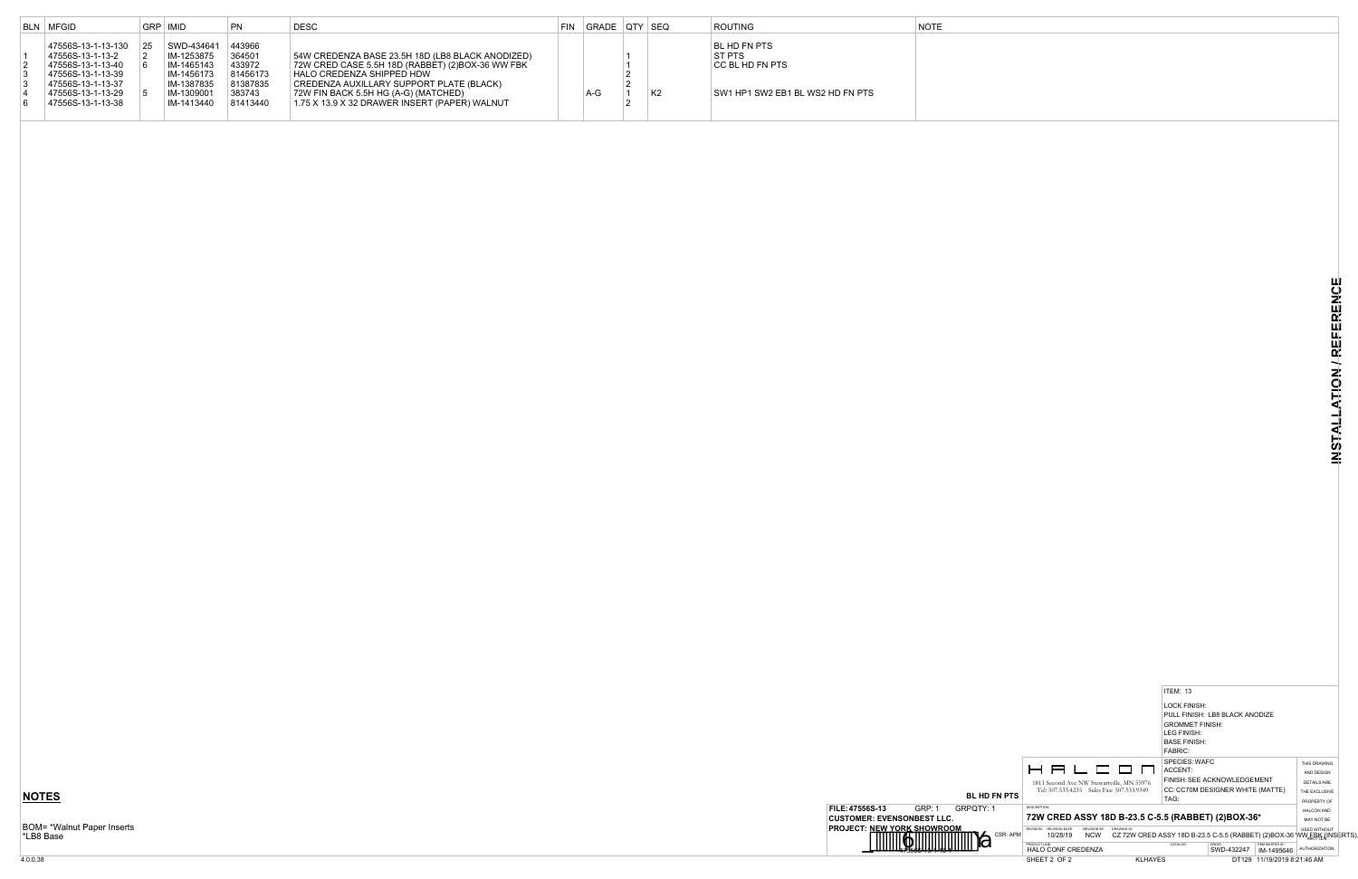| BLN | MFGID | GRP | IMID | PN | DESC | FIN | GRADE | QTY | SEQ | ROUTING | NOTE |
|---|---|---|---|---|---|---|---|---|---|---|---|
| | 47556S-13-1-13-130 | 25 | SWD-434641 | 443966 | | | | | | BL HD FN PTS | |
| 1 | 47556S-13-1-13-2 | 2 | IM-1253875 | 364501 | 54W CREDENZA BASE 23.5H 18D (LB8 BLACK ANODIZED) | | | 1 | | ST PTS | |
| 2 | 47556S-13-1-13-40 | 6 | IM-1465143 | 433972 | 72W CRED CASE 5.5H 18D (RABBET) (2)BOX-36 WW FBK | | | 1 | | CC BL HD FN PTS | |
| 3 | 47556S-13-1-13-39 | | IM-1456173 | 81456173 | HALO CREDENZA SHIPPED HDW | | | 2 | | | |
| 3 | 47556S-13-1-13-37 | | IM-1387835 | 81387835 | CREDENZA AUXILLARY SUPPORT PLATE (BLACK) | | | 2 | | | |
| 4 | 47556S-13-1-13-29 | 5 | IM-1309001 | 383743 | 72W FIN BACK 5.5H HG (A-G) (MATCHED) | | A-G | 1 | K2 | SW1 HP1 SW2 EB1 BL WS2 HD FN PTS | |
| 6 | 47556S-13-1-13-38 | | IM-1413440 | 81413440 | 1.75 X 13.9 X 32 DRAWER INSERT (PAPER) WALNUT | | | 2 | | | |

INSTALLATION / REFERENCE

## NOTES

BOM= *Walnut Paper Inserts
*LB8 Base

ITEM: 13
LOCK FINISH:
PULL FINISH: LB8 BLACK ANODIZE
GROMMET FINISH:
LEG FINISH:
BASE FINISH:
FABRIC:
SPECIES: WAFC
ACCENT:
FINISH: SEE ACKNOWLEDGEMENT
CC:CC70M DESIGNER WHITE (MATTE)
TAG:

HALCON
1811 Second Ave NW Stewartville, MN 55976
Tel: 507.533.4235 Sales Fax: 507.533.9349

THIS DRAWING AND DESIGN DETAILS ARE THE EXCLUSIVE PROPERTY OF HALCON AND MAY NOT BE USED WITHOUT WRITTEN AUTHORIZATION.

BL HD FN PTS

FILE: 47556S-13 GRP: 1 GRPQTY: 1
CUSTOMER: EVENSONBEST LLC.
PROJECT: NEW YORK SHOWROOM
CSR: APM

DESCRIPTION: 72W CRED ASSY 18D B-23.5 C-5.5 (RABBET) (2)BOX-36*

REVISION: REVISION DATE: 10/28/19 REVISION BY: NCW DRAWING ID: CZ 72W CRED ASSY 18D B-23.5 C-5.5 (RABBET) (2)BOX-36 WW FBK (INSERTS).

PRODUCT LINE: HALO CONF CREDENZA CATALOG: SWDID: SWD-432247 ITEM MASTER ID: IM-1495646

SHEET 2 OF 2 KLHAYES DT129 11/19/2019 8:21:46 AM

4.0.0.38